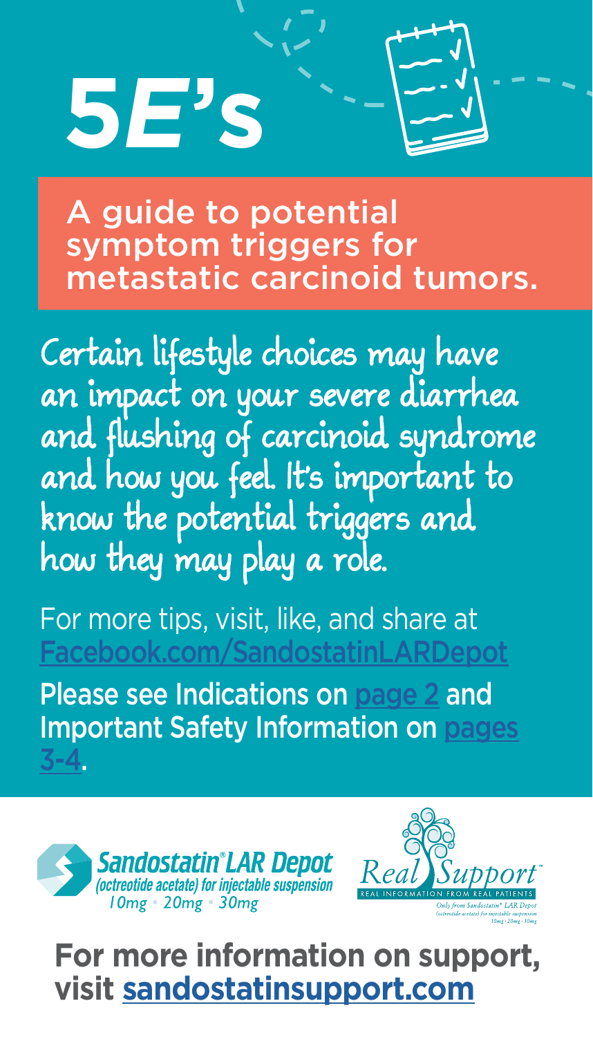# 5E's

## A guide to potential symptom triggers for metastatic carcinoid tumors.

Certain lifestyle choices may have an impact on your severe diarrhea and flushing of carcinoid syndrome and how you feel. It's important to know the potential triggers and how they may play a role.

For more tips, visit, like, and share at Facebook.com/SandostatinLARDepot

Please see Indications on page 2 and Important Safety Information on pages 3-4.

Sandostatin® LAR Depot (octreotide acetate) for injectable suspension 10mg • 20mg • 30mg

Real Support™ REAL INFORMATION FROM REAL PATIENTS Only from Sandostatin® LAR Depot (octreotide acetate) for injectable suspension 10mg • 20mg • 30mg

**For more information on support, visit sandostatinsupport.com**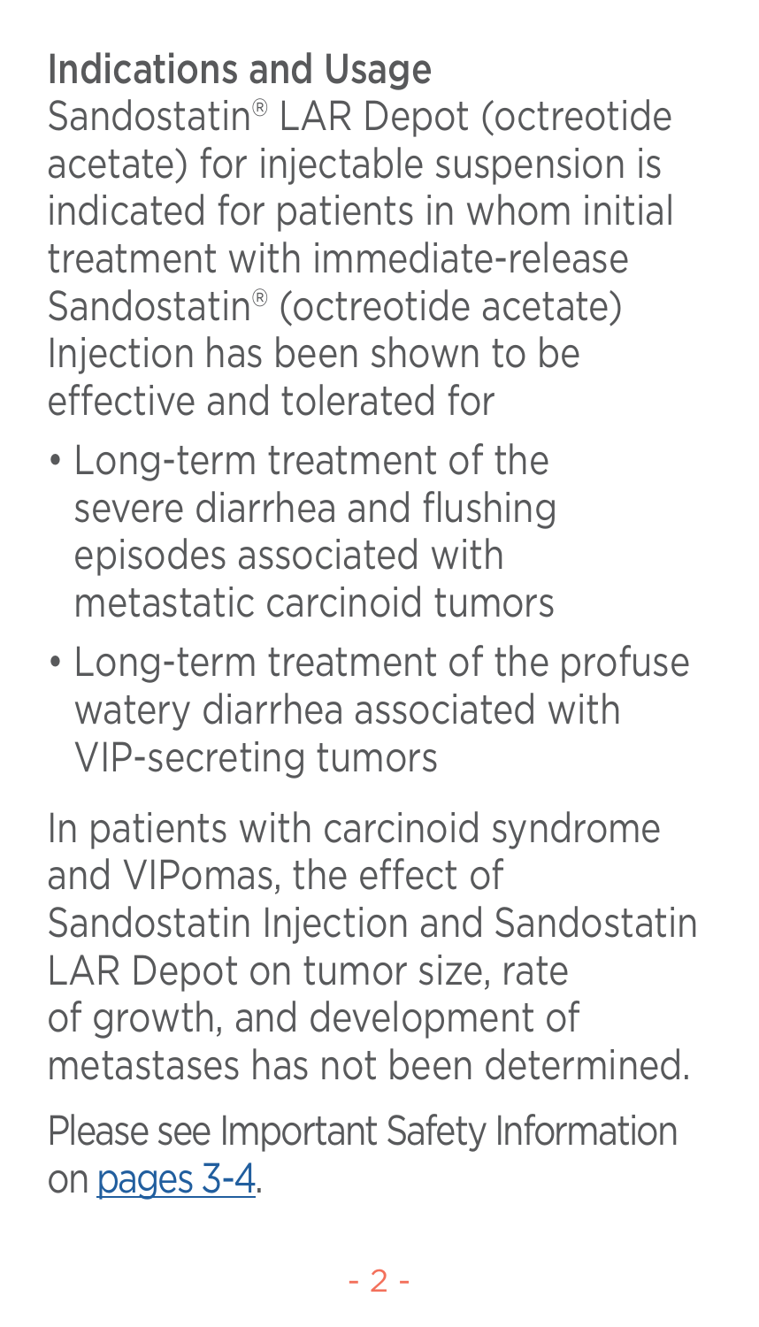## Indications and Usage

Sandostatin® LAR Depot (octreotide acetate) for injectable suspension is indicated for patients in whom initial treatment with immediate-release Sandostatin® (octreotide acetate) Injection has been shown to be effective and tolerated for

- Long-term treatment of the severe diarrhea and flushing episodes associated with metastatic carcinoid tumors
- Long-term treatment of the profuse watery diarrhea associated with VIP-secreting tumors

In patients with carcinoid syndrome and VIPomas, the effect of Sandostatin Injection and Sandostatin LAR Depot on tumor size, rate of growth, and development of metastases has not been determined.

Please see Important Safety Information on pages 3-4.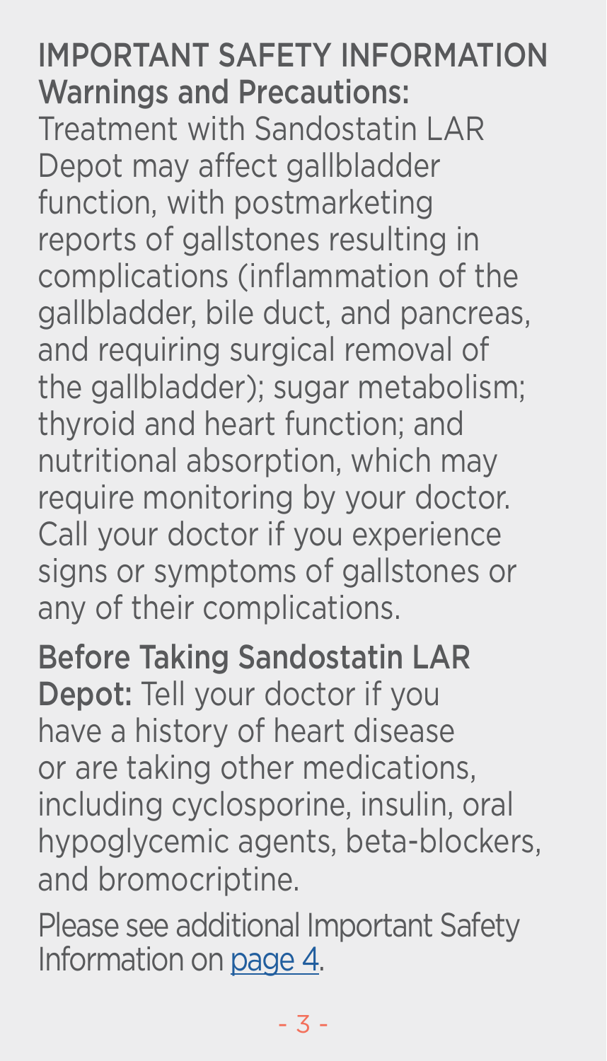# IMPORTANT SAFETY INFORMATION

## Warnings and Precautions:

Treatment with Sandostatin LAR Depot may affect gallbladder function, with postmarketing reports of gallstones resulting in complications (inflammation of the gallbladder, bile duct, and pancreas, and requiring surgical removal of the gallbladder); sugar metabolism; thyroid and heart function; and nutritional absorption, which may require monitoring by your doctor. Call your doctor if you experience signs or symptoms of gallstones or any of their complications.

**Before Taking Sandostatin LAR Depot:** Tell your doctor if you have a history of heart disease or are taking other medications, including cyclosporine, insulin, oral hypoglycemic agents, beta-blockers, and bromocriptine.

Please see additional Important Safety Information on page 4.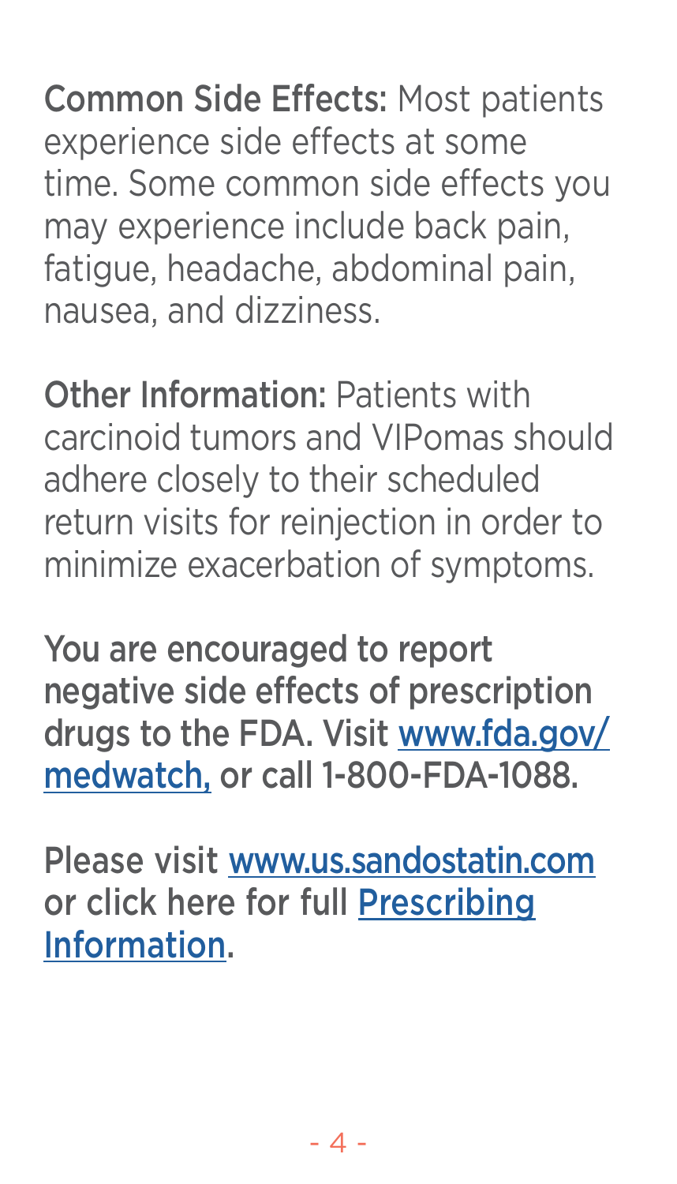**Common Side Effects:** Most patients experience side effects at some time. Some common side effects you may experience include back pain, fatigue, headache, abdominal pain, nausea, and dizziness.

**Other Information:** Patients with carcinoid tumors and VIPomas should adhere closely to their scheduled return visits for reinjection in order to minimize exacerbation of symptoms.

**You are encouraged to report negative side effects of prescription drugs to the FDA. Visit www.fda.gov/medwatch, or call 1-800-FDA-1088.**

**Please visit www.us.sandostatin.com or click here for full Prescribing Information.**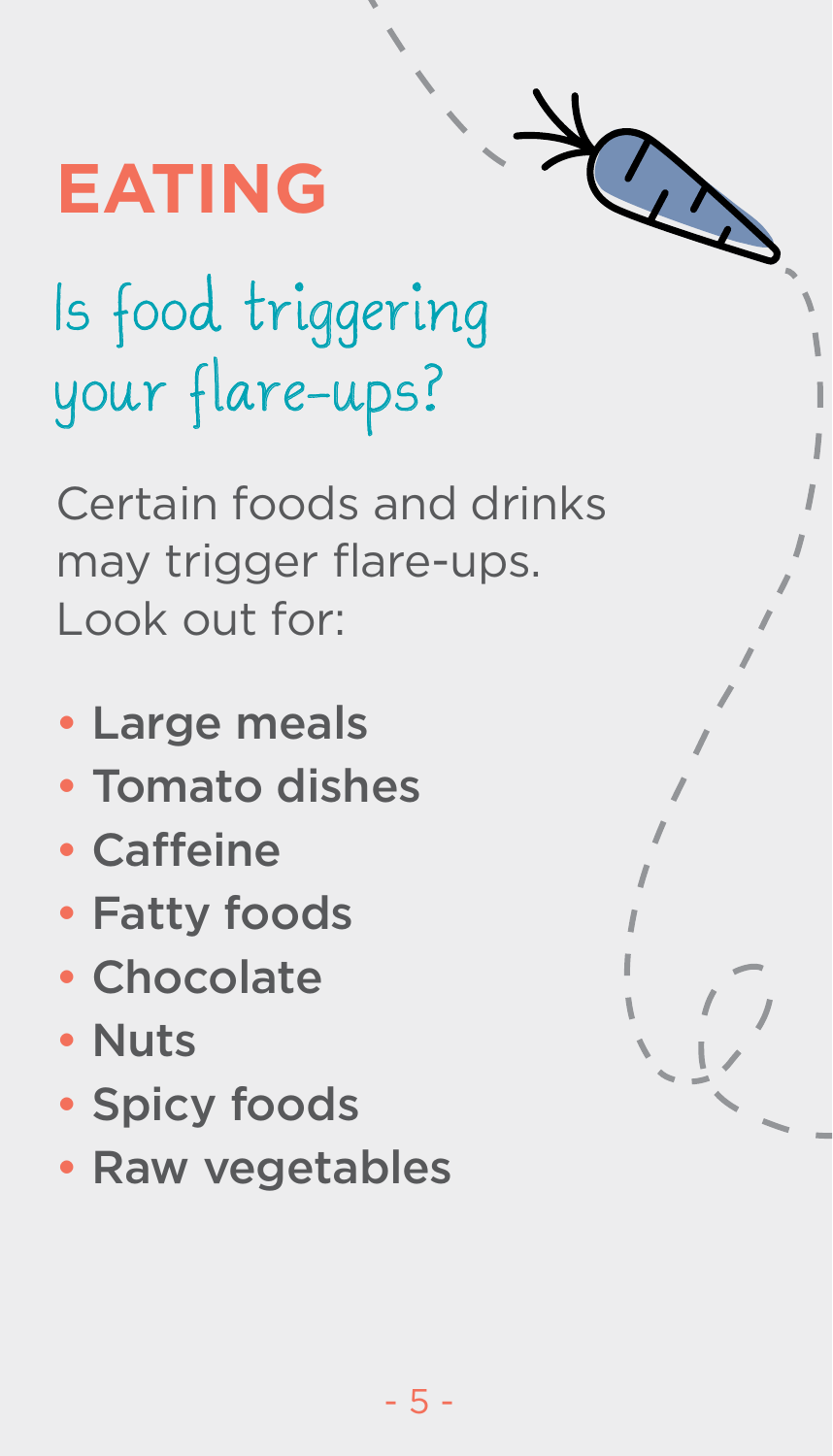# EATING

## Is food triggering your flare-ups?

Certain foods and drinks may trigger flare-ups. Look out for:

- **Large meals**
- **Tomato dishes**
- **Caffeine**
- **Fatty foods**
- **Chocolate**
- **Nuts**
- **Spicy foods**
- **Raw vegetables**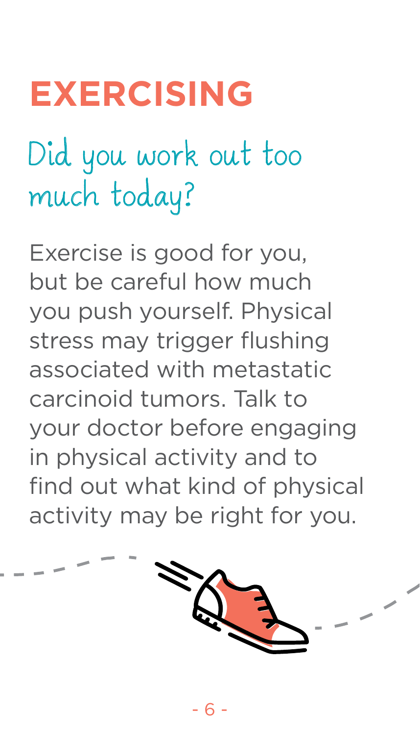# EXERCISING

## Did you work out too much today?

Exercise is good for you, but be careful how much you push yourself. Physical stress may trigger flushing associated with metastatic carcinoid tumors. Talk to your doctor before engaging in physical activity and to find out what kind of physical activity may be right for you.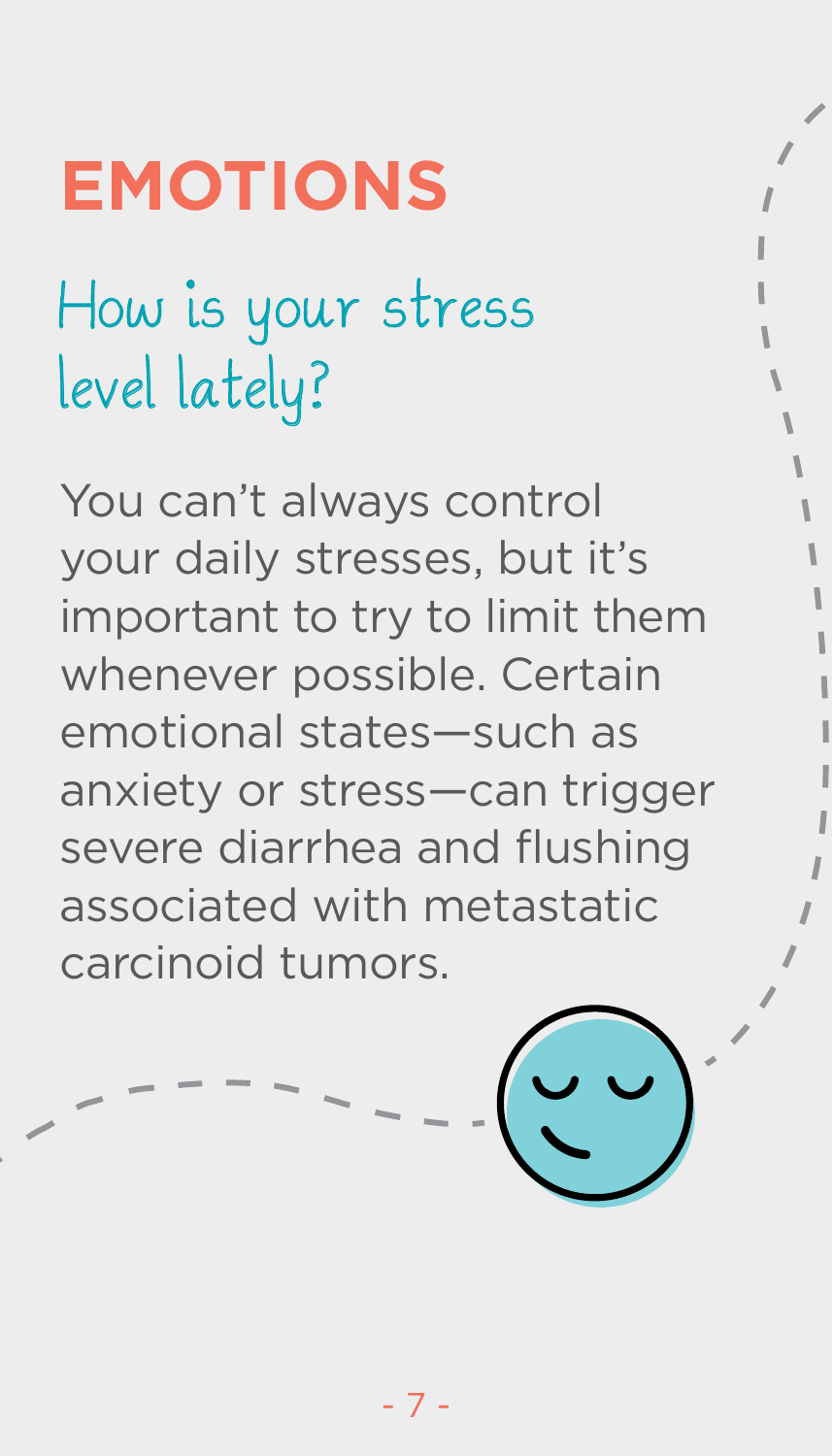# EMOTIONS

## How is your stress level lately?

You can't always control your daily stresses, but it's important to try to limit them whenever possible. Certain emotional states—such as anxiety or stress—can trigger severe diarrhea and flushing associated with metastatic carcinoid tumors.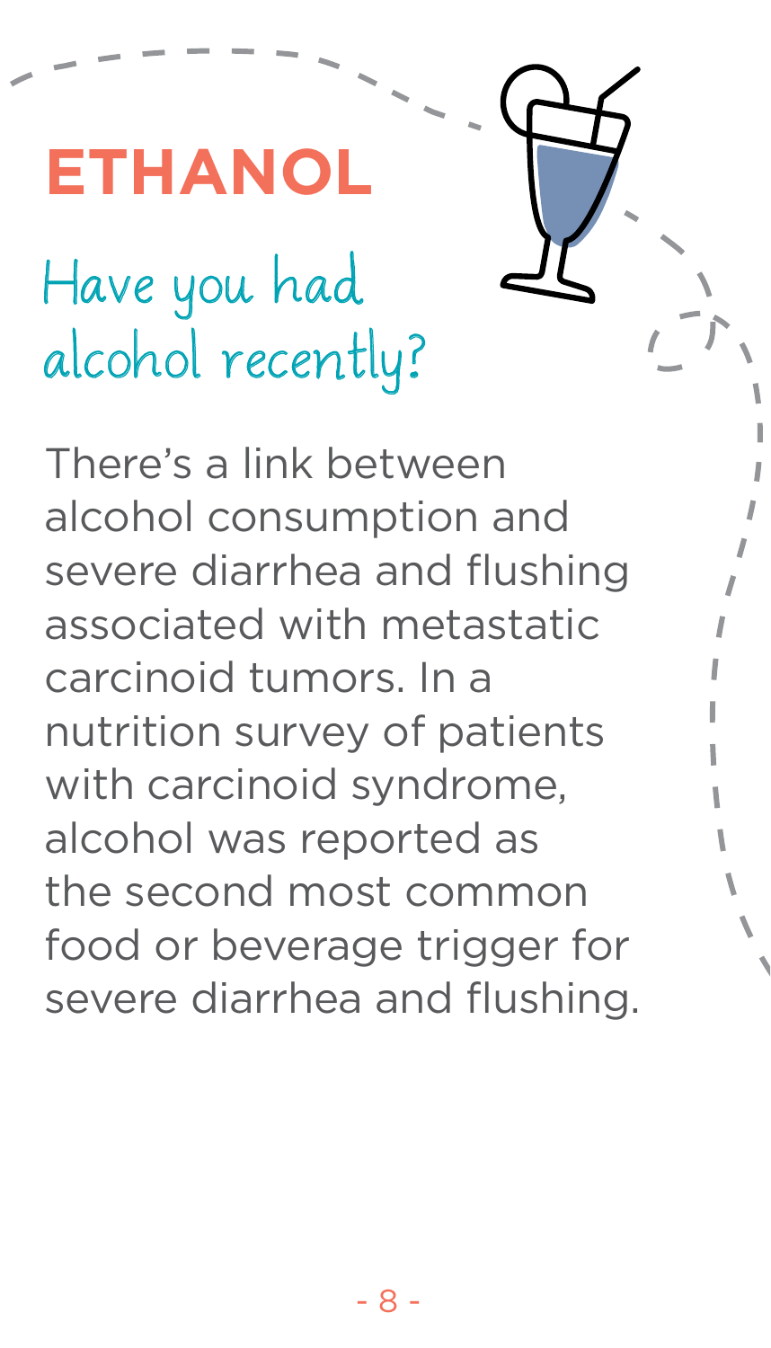# ETHANOL

## Have you had alcohol recently?

There's a link between alcohol consumption and severe diarrhea and flushing associated with metastatic carcinoid tumors. In a nutrition survey of patients with carcinoid syndrome, alcohol was reported as the second most common food or beverage trigger for severe diarrhea and flushing.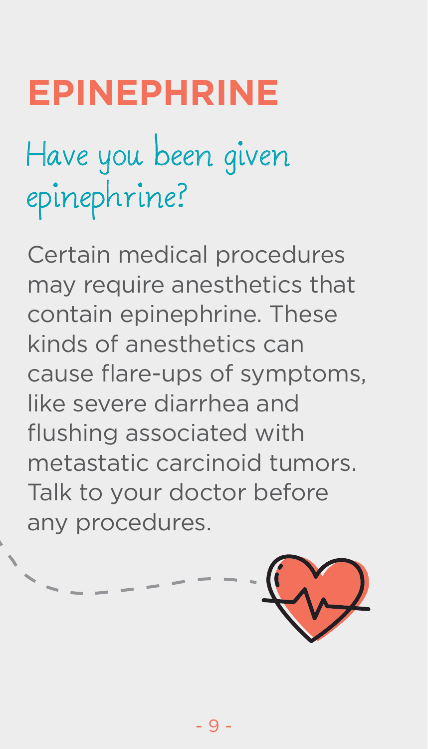# EPINEPHRINE

## Have you been given epinephrine?

Certain medical procedures may require anesthetics that contain epinephrine. These kinds of anesthetics can cause flare-ups of symptoms, like severe diarrhea and flushing associated with metastatic carcinoid tumors. Talk to your doctor before any procedures.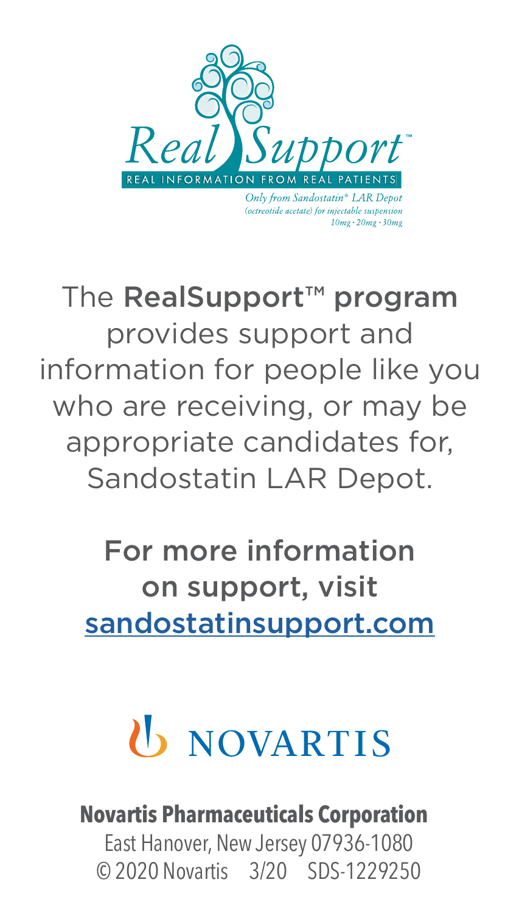Real Support™

REAL INFORMATION FROM REAL PATIENTS

*Only from Sandostatin® LAR Depot (octreotide acetate) for injectable suspension 10mg · 20mg · 30mg*

The **RealSupport™ program** provides support and information for people like you who are receiving, or may be appropriate candidates for, Sandostatin LAR Depot.

**For more information on support, visit sandostatinsupport.com**

NOVARTIS

**Novartis Pharmaceuticals Corporation**
East Hanover, New Jersey 07936-1080
© 2020 Novartis 3/20 SDS-1229250